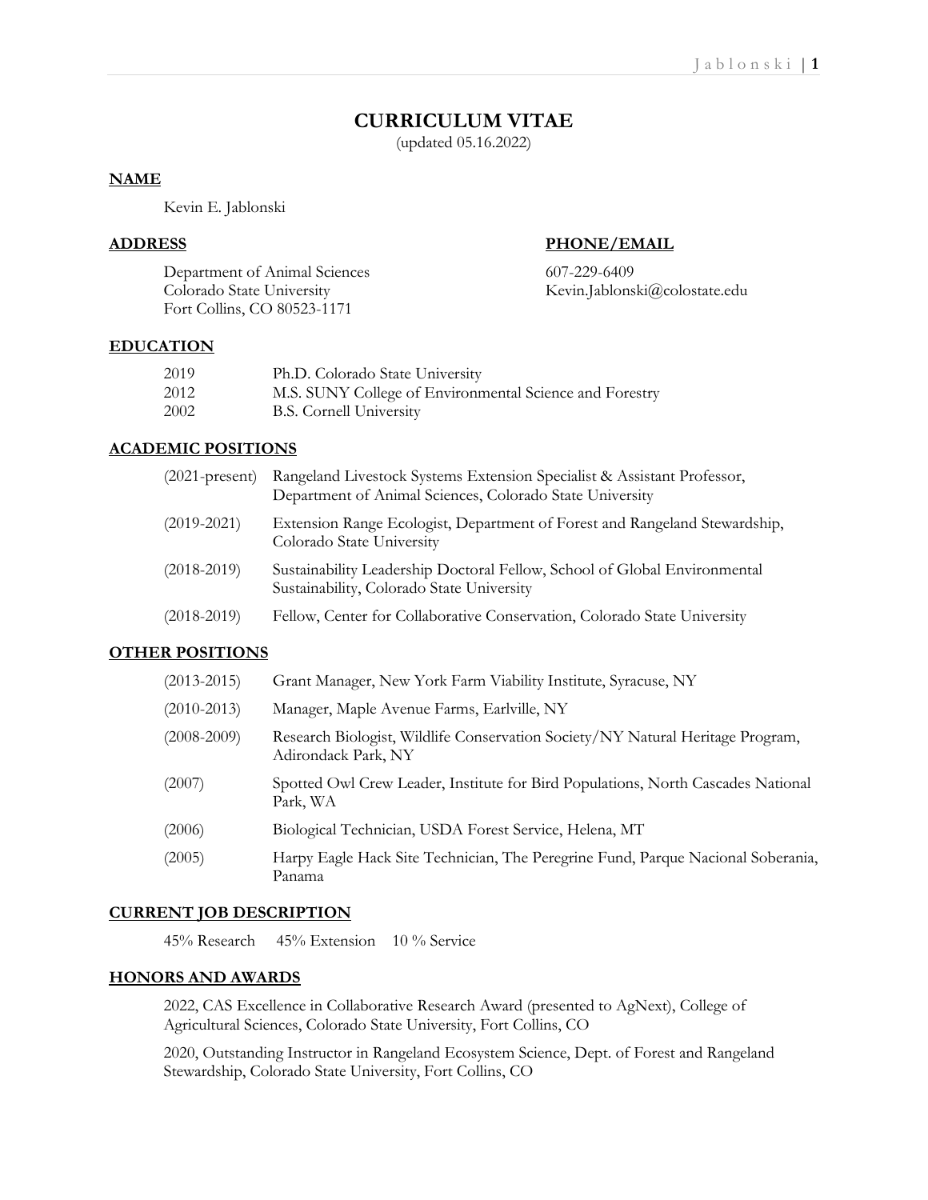# CURRICULUM VITAE

(updated 05.16.2022)

## NAME

Kevin E. Jablonski

## ADDRESS

Department of Animal Sciences
Colorado State University
Fort Collins, CO 80523-1171

## PHONE/EMAIL

607-229-6409
Kevin.Jablonski@colostate.edu

## EDUCATION

| | |
|---|---|
| 2019 | Ph.D. Colorado State University |
| 2012 | M.S. SUNY College of Environmental Science and Forestry |
| 2002 | B.S. Cornell University |

## ACADEMIC POSITIONS

| | |
|---|---|
| (2021-present) | Rangeland Livestock Systems Extension Specialist & Assistant Professor, Department of Animal Sciences, Colorado State University |
| (2019-2021) | Extension Range Ecologist, Department of Forest and Rangeland Stewardship, Colorado State University |
| (2018-2019) | Sustainability Leadership Doctoral Fellow, School of Global Environmental Sustainability, Colorado State University |
| (2018-2019) | Fellow, Center for Collaborative Conservation, Colorado State University |

## OTHER POSITIONS

| | |
|---|---|
| (2013-2015) | Grant Manager, New York Farm Viability Institute, Syracuse, NY |
| (2010-2013) | Manager, Maple Avenue Farms, Earlville, NY |
| (2008-2009) | Research Biologist, Wildlife Conservation Society/NY Natural Heritage Program, Adirondack Park, NY |
| (2007) | Spotted Owl Crew Leader, Institute for Bird Populations, North Cascades National Park, WA |
| (2006) | Biological Technician, USDA Forest Service, Helena, MT |
| (2005) | Harpy Eagle Hack Site Technician, The Peregrine Fund, Parque Nacional Soberania, Panama |

## CURRENT JOB DESCRIPTION

45% Research 45% Extension 10 % Service

## HONORS AND AWARDS

2022, CAS Excellence in Collaborative Research Award (presented to AgNext), College of Agricultural Sciences, Colorado State University, Fort Collins, CO

2020, Outstanding Instructor in Rangeland Ecosystem Science, Dept. of Forest and Rangeland Stewardship, Colorado State University, Fort Collins, CO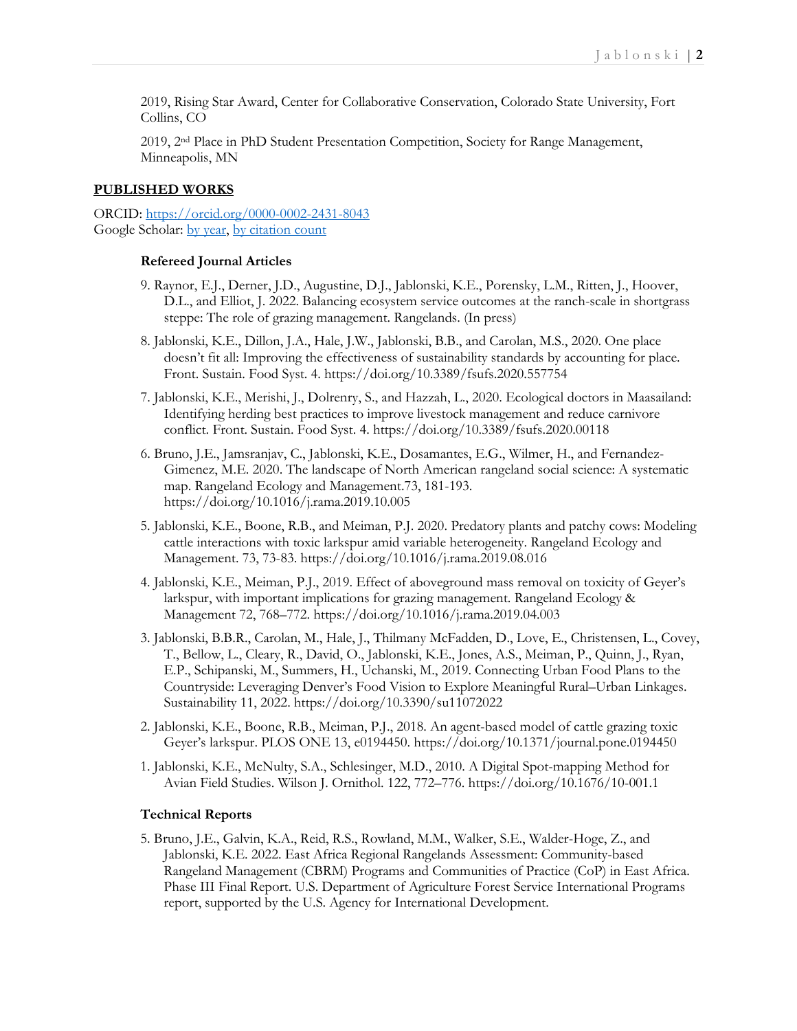2019, Rising Star Award, Center for Collaborative Conservation, Colorado State University, Fort Collins, CO

2019, 2nd Place in PhD Student Presentation Competition, Society for Range Management, Minneapolis, MN

## PUBLISHED WORKS

ORCID: https://orcid.org/0000-0002-2431-8043
Google Scholar: by year, by citation count

### Refereed Journal Articles

9. Raynor, E.J., Derner, J.D., Augustine, D.J., Jablonski, K.E., Porensky, L.M., Ritten, J., Hoover, D.L., and Elliot, J. 2022. Balancing ecosystem service outcomes at the ranch-scale in shortgrass steppe: The role of grazing management. Rangelands. (In press)

8. Jablonski, K.E., Dillon, J.A., Hale, J.W., Jablonski, B.B., and Carolan, M.S., 2020. One place doesn't fit all: Improving the effectiveness of sustainability standards by accounting for place. Front. Sustain. Food Syst. 4. https://doi.org/10.3389/fsufs.2020.557754

7. Jablonski, K.E., Merishi, J., Dolrenry, S., and Hazzah, L., 2020. Ecological doctors in Maasailand: Identifying herding best practices to improve livestock management and reduce carnivore conflict. Front. Sustain. Food Syst. 4. https://doi.org/10.3389/fsufs.2020.00118

6. Bruno, J.E., Jamsranjav, C., Jablonski, K.E., Dosamantes, E.G., Wilmer, H., and Fernandez-Gimenez, M.E. 2020. The landscape of North American rangeland social science: A systematic map. Rangeland Ecology and Management.73, 181-193. https://doi.org/10.1016/j.rama.2019.10.005

5. Jablonski, K.E., Boone, R.B., and Meiman, P.J. 2020. Predatory plants and patchy cows: Modeling cattle interactions with toxic larkspur amid variable heterogeneity. Rangeland Ecology and Management. 73, 73-83. https://doi.org/10.1016/j.rama.2019.08.016

4. Jablonski, K.E., Meiman, P.J., 2019. Effect of aboveground mass removal on toxicity of Geyer's larkspur, with important implications for grazing management. Rangeland Ecology & Management 72, 768–772. https://doi.org/10.1016/j.rama.2019.04.003

3. Jablonski, B.B.R., Carolan, M., Hale, J., Thilmany McFadden, D., Love, E., Christensen, L., Covey, T., Bellow, L., Cleary, R., David, O., Jablonski, K.E., Jones, A.S., Meiman, P., Quinn, J., Ryan, E.P., Schipanski, M., Summers, H., Uchanski, M., 2019. Connecting Urban Food Plans to the Countryside: Leveraging Denver's Food Vision to Explore Meaningful Rural–Urban Linkages. Sustainability 11, 2022. https://doi.org/10.3390/su11072022

2. Jablonski, K.E., Boone, R.B., Meiman, P.J., 2018. An agent-based model of cattle grazing toxic Geyer's larkspur. PLOS ONE 13, e0194450. https://doi.org/10.1371/journal.pone.0194450

1. Jablonski, K.E., McNulty, S.A., Schlesinger, M.D., 2010. A Digital Spot-mapping Method for Avian Field Studies. Wilson J. Ornithol. 122, 772–776. https://doi.org/10.1676/10-001.1

### Technical Reports

5. Bruno, J.E., Galvin, K.A., Reid, R.S., Rowland, M.M., Walker, S.E., Walder-Hoge, Z., and Jablonski, K.E. 2022. East Africa Regional Rangelands Assessment: Community-based Rangeland Management (CBRM) Programs and Communities of Practice (CoP) in East Africa. Phase III Final Report. U.S. Department of Agriculture Forest Service International Programs report, supported by the U.S. Agency for International Development.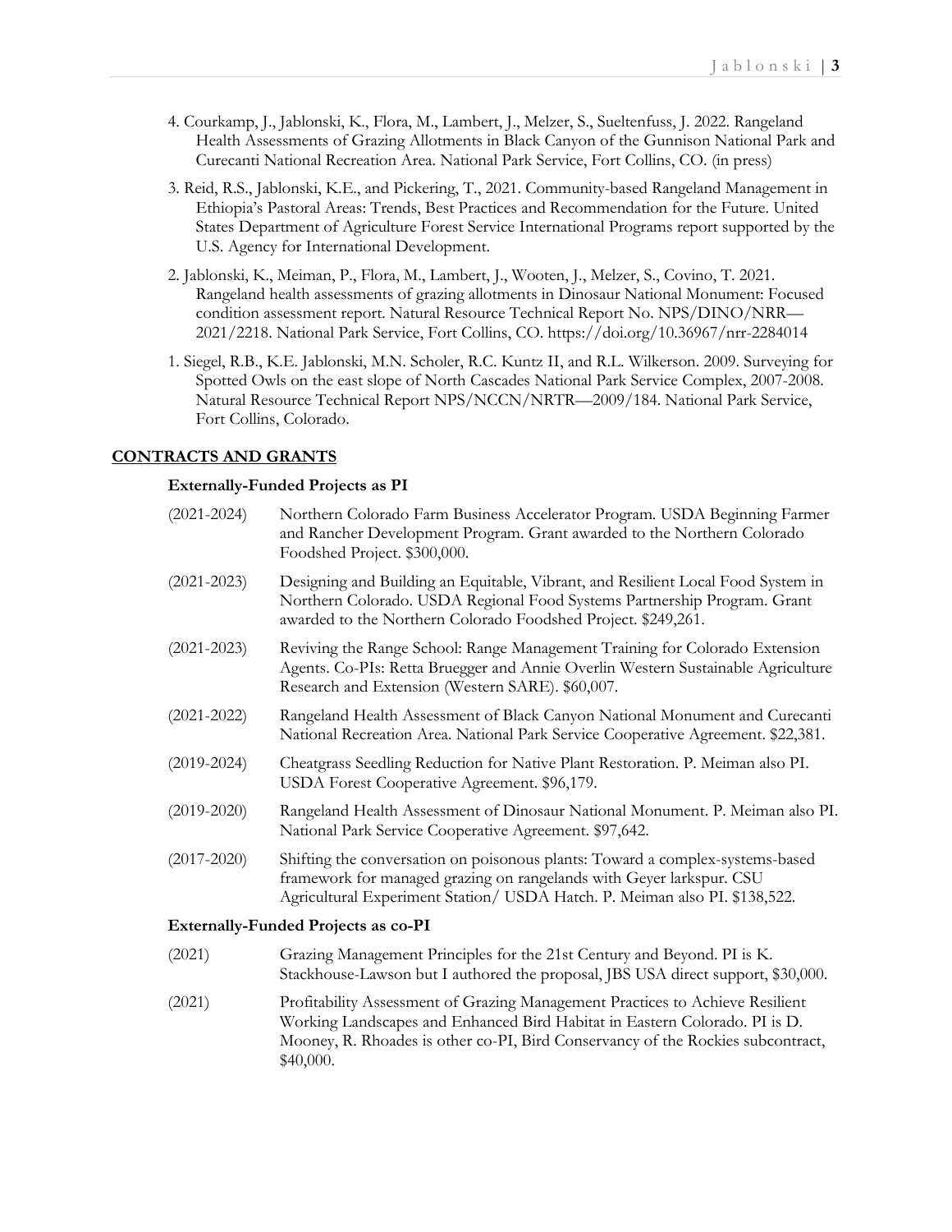4. Courkamp, J., Jablonski, K., Flora, M., Lambert, J., Melzer, S., Sueltenfuss, J. 2022. Rangeland Health Assessments of Grazing Allotments in Black Canyon of the Gunnison National Park and Curecanti National Recreation Area. National Park Service, Fort Collins, CO. (in press)

3. Reid, R.S., Jablonski, K.E., and Pickering, T., 2021. Community-based Rangeland Management in Ethiopia's Pastoral Areas: Trends, Best Practices and Recommendation for the Future. United States Department of Agriculture Forest Service International Programs report supported by the U.S. Agency for International Development.

2. Jablonski, K., Meiman, P., Flora, M., Lambert, J., Wooten, J., Melzer, S., Covino, T. 2021. Rangeland health assessments of grazing allotments in Dinosaur National Monument: Focused condition assessment report. Natural Resource Technical Report No. NPS/DINO/NRR—2021/2218. National Park Service, Fort Collins, CO. https://doi.org/10.36967/nrr-2284014

1. Siegel, R.B., K.E. Jablonski, M.N. Scholer, R.C. Kuntz II, and R.L. Wilkerson. 2009. Surveying for Spotted Owls on the east slope of North Cascades National Park Service Complex, 2007-2008. Natural Resource Technical Report NPS/NCCN/NRTR—2009/184. National Park Service, Fort Collins, Colorado.

## CONTRACTS AND GRANTS

### Externally-Funded Projects as PI

(2021-2024) Northern Colorado Farm Business Accelerator Program. USDA Beginning Farmer and Rancher Development Program. Grant awarded to the Northern Colorado Foodshed Project. $300,000.

(2021-2023) Designing and Building an Equitable, Vibrant, and Resilient Local Food System in Northern Colorado. USDA Regional Food Systems Partnership Program. Grant awarded to the Northern Colorado Foodshed Project. $249,261.

(2021-2023) Reviving the Range School: Range Management Training for Colorado Extension Agents. Co-PIs: Retta Bruegger and Annie Overlin Western Sustainable Agriculture Research and Extension (Western SARE). $60,007.

(2021-2022) Rangeland Health Assessment of Black Canyon National Monument and Curecanti National Recreation Area. National Park Service Cooperative Agreement. $22,381.

(2019-2024) Cheatgrass Seedling Reduction for Native Plant Restoration. P. Meiman also PI. USDA Forest Cooperative Agreement. $96,179.

(2019-2020) Rangeland Health Assessment of Dinosaur National Monument. P. Meiman also PI. National Park Service Cooperative Agreement. $97,642.

(2017-2020) Shifting the conversation on poisonous plants: Toward a complex-systems-based framework for managed grazing on rangelands with Geyer larkspur. CSU Agricultural Experiment Station/ USDA Hatch. P. Meiman also PI. $138,522.

### Externally-Funded Projects as co-PI

(2021) Grazing Management Principles for the 21st Century and Beyond. PI is K. Stackhouse-Lawson but I authored the proposal, JBS USA direct support, $30,000.

(2021) Profitability Assessment of Grazing Management Practices to Achieve Resilient Working Landscapes and Enhanced Bird Habitat in Eastern Colorado. PI is D. Mooney, R. Rhoades is other co-PI, Bird Conservancy of the Rockies subcontract, $40,000.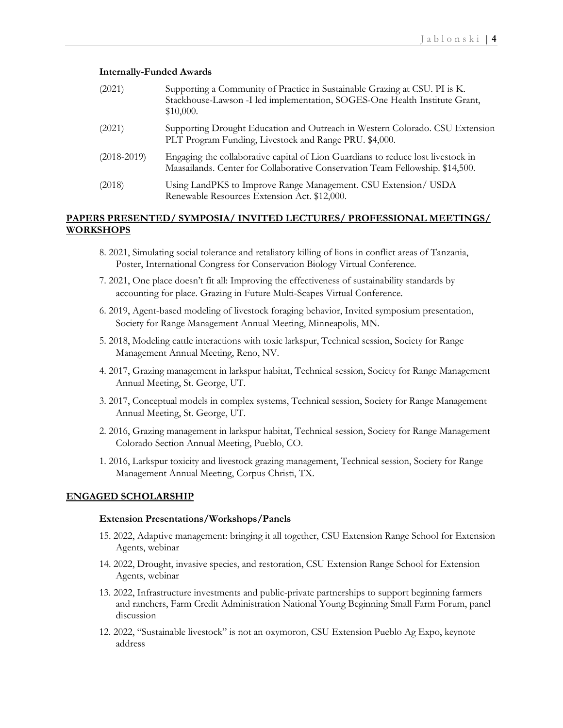**Internally-Funded Awards**

(2021) Supporting a Community of Practice in Sustainable Grazing at CSU. PI is K. Stackhouse-Lawson -I led implementation, SOGES-One Health Institute Grant, $10,000.

(2021) Supporting Drought Education and Outreach in Western Colorado. CSU Extension PLT Program Funding, Livestock and Range PRU. $4,000.

(2018-2019) Engaging the collaborative capital of Lion Guardians to reduce lost livestock in Maasailands. Center for Collaborative Conservation Team Fellowship. $14,500.

(2018) Using LandPKS to Improve Range Management. CSU Extension/ USDA Renewable Resources Extension Act. $12,000.

## PAPERS PRESENTED/ SYMPOSIA/ INVITED LECTURES/ PROFESSIONAL MEETINGS/ WORKSHOPS

8. 2021, Simulating social tolerance and retaliatory killing of lions in conflict areas of Tanzania, Poster, International Congress for Conservation Biology Virtual Conference.
7. 2021, One place doesn't fit all: Improving the effectiveness of sustainability standards by accounting for place. Grazing in Future Multi-Scapes Virtual Conference.
6. 2019, Agent-based modeling of livestock foraging behavior, Invited symposium presentation, Society for Range Management Annual Meeting, Minneapolis, MN.
5. 2018, Modeling cattle interactions with toxic larkspur, Technical session, Society for Range Management Annual Meeting, Reno, NV.
4. 2017, Grazing management in larkspur habitat, Technical session, Society for Range Management Annual Meeting, St. George, UT.
3. 2017, Conceptual models in complex systems, Technical session, Society for Range Management Annual Meeting, St. George, UT.
2. 2016, Grazing management in larkspur habitat, Technical session, Society for Range Management Colorado Section Annual Meeting, Pueblo, CO.
1. 2016, Larkspur toxicity and livestock grazing management, Technical session, Society for Range Management Annual Meeting, Corpus Christi, TX.

## ENGAGED SCHOLARSHIP

**Extension Presentations/Workshops/Panels**

15. 2022, Adaptive management: bringing it all together, CSU Extension Range School for Extension Agents, webinar
14. 2022, Drought, invasive species, and restoration, CSU Extension Range School for Extension Agents, webinar
13. 2022, Infrastructure investments and public-private partnerships to support beginning farmers and ranchers, Farm Credit Administration National Young Beginning Small Farm Forum, panel discussion
12. 2022, "Sustainable livestock" is not an oxymoron, CSU Extension Pueblo Ag Expo, keynote address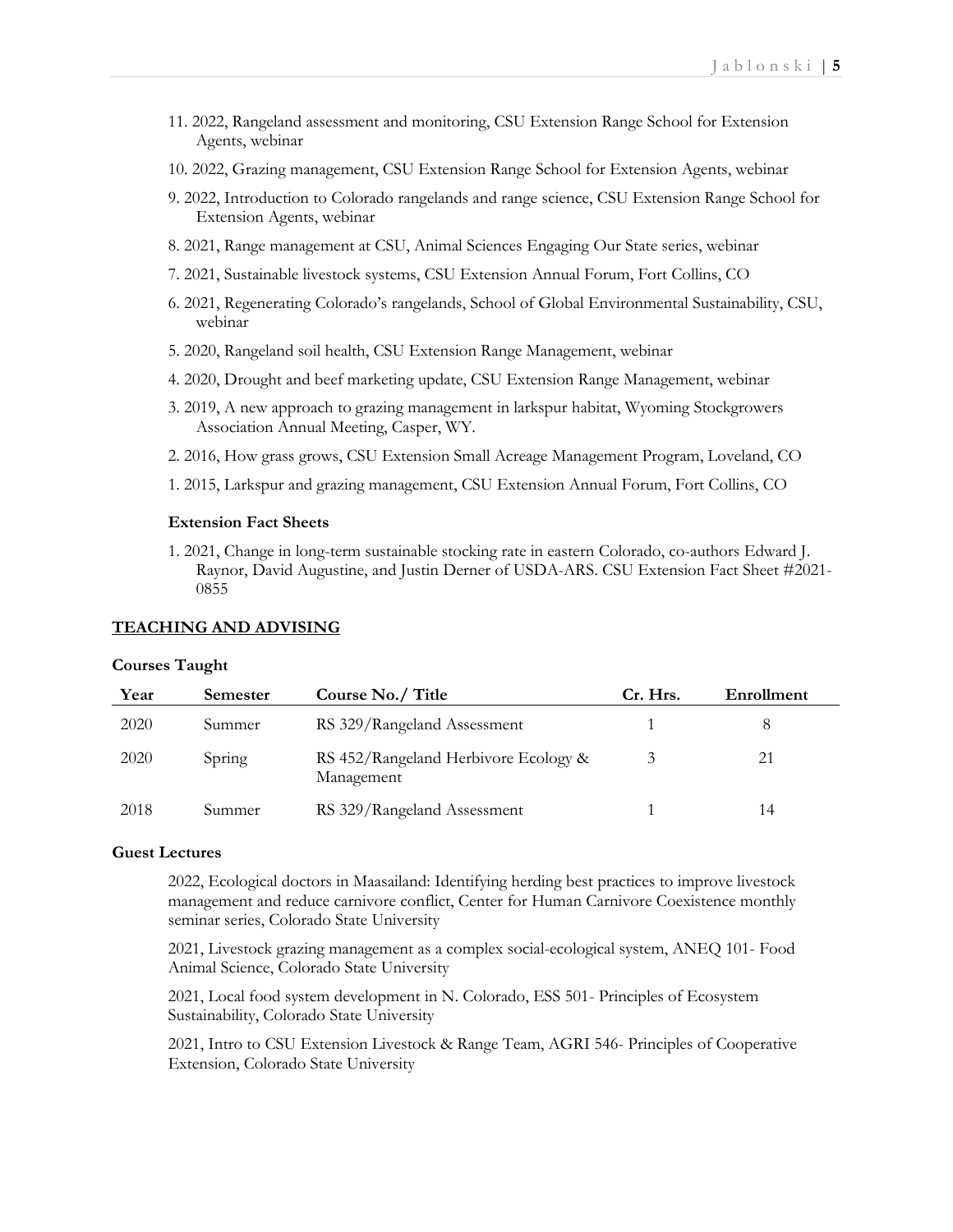11. 2022, Rangeland assessment and monitoring, CSU Extension Range School for Extension Agents, webinar

10. 2022, Grazing management, CSU Extension Range School for Extension Agents, webinar

9. 2022, Introduction to Colorado rangelands and range science, CSU Extension Range School for Extension Agents, webinar

8. 2021, Range management at CSU, Animal Sciences Engaging Our State series, webinar

7. 2021, Sustainable livestock systems, CSU Extension Annual Forum, Fort Collins, CO

6. 2021, Regenerating Colorado's rangelands, School of Global Environmental Sustainability, CSU, webinar

5. 2020, Rangeland soil health, CSU Extension Range Management, webinar

4. 2020, Drought and beef marketing update, CSU Extension Range Management, webinar

3. 2019, A new approach to grazing management in larkspur habitat, Wyoming Stockgrowers Association Annual Meeting, Casper, WY.

2. 2016, How grass grows, CSU Extension Small Acreage Management Program, Loveland, CO

1. 2015, Larkspur and grazing management, CSU Extension Annual Forum, Fort Collins, CO

### Extension Fact Sheets

1. 2021, Change in long-term sustainable stocking rate in eastern Colorado, co-authors Edward J. Raynor, David Augustine, and Justin Derner of USDA-ARS. CSU Extension Fact Sheet #2021-0855

## TEACHING AND ADVISING

### Courses Taught

| Year | Semester | Course No./ Title | Cr. Hrs. | Enrollment |
|---|---|---|---|---|
| 2020 | Summer | RS 329/Rangeland Assessment | 1 | 8 |
| 2020 | Spring | RS 452/Rangeland Herbivore Ecology & Management | 3 | 21 |
| 2018 | Summer | RS 329/Rangeland Assessment | 1 | 14 |

### Guest Lectures

2022, Ecological doctors in Maasailand: Identifying herding best practices to improve livestock management and reduce carnivore conflict, Center for Human Carnivore Coexistence monthly seminar series, Colorado State University

2021, Livestock grazing management as a complex social-ecological system, ANEQ 101- Food Animal Science, Colorado State University

2021, Local food system development in N. Colorado, ESS 501- Principles of Ecosystem Sustainability, Colorado State University

2021, Intro to CSU Extension Livestock & Range Team, AGRI 546- Principles of Cooperative Extension, Colorado State University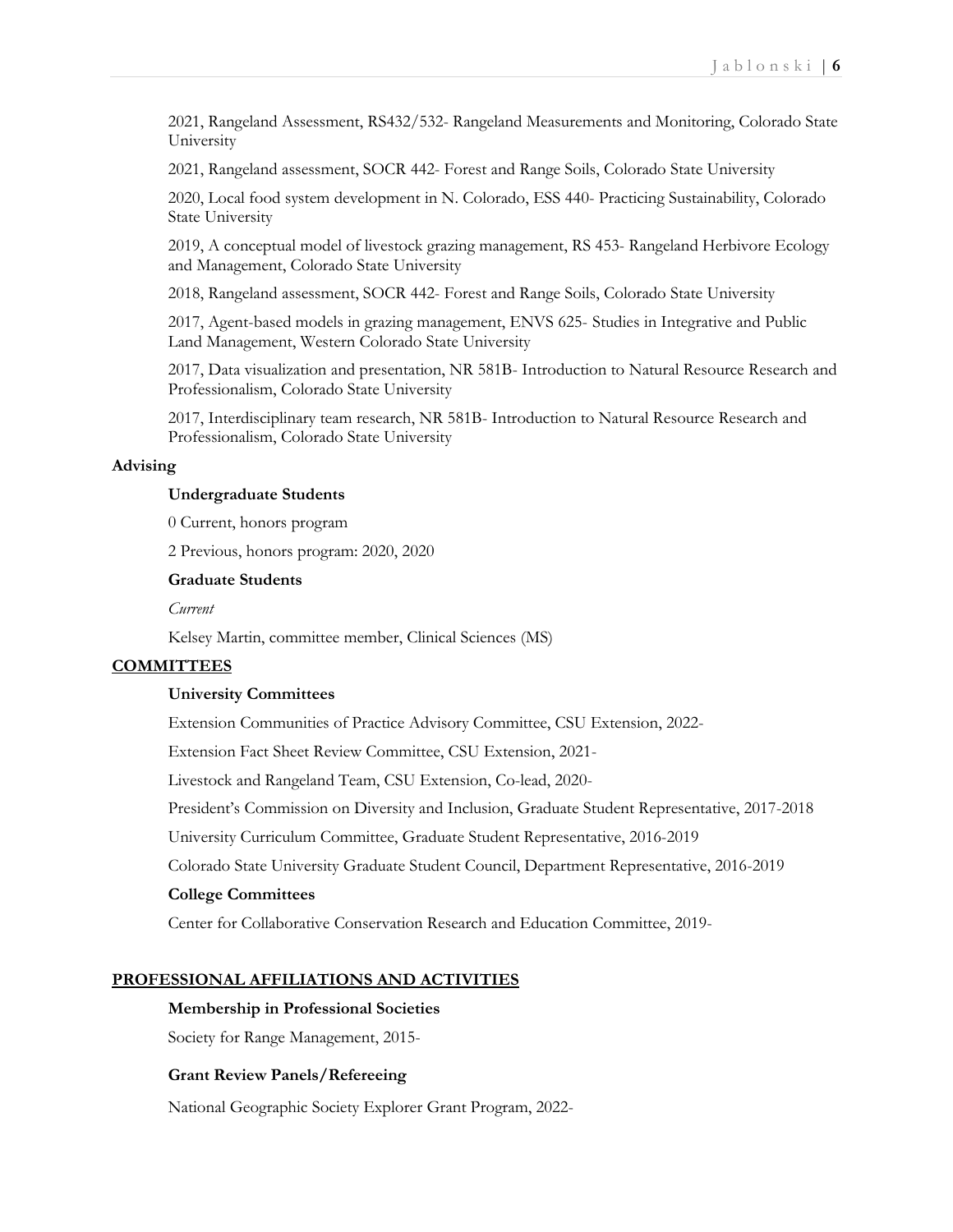2021, Rangeland Assessment, RS432/532- Rangeland Measurements and Monitoring, Colorado State University

2021, Rangeland assessment, SOCR 442- Forest and Range Soils, Colorado State University

2020, Local food system development in N. Colorado, ESS 440- Practicing Sustainability, Colorado State University

2019, A conceptual model of livestock grazing management, RS 453- Rangeland Herbivore Ecology and Management, Colorado State University

2018, Rangeland assessment, SOCR 442- Forest and Range Soils, Colorado State University

2017, Agent-based models in grazing management, ENVS 625- Studies in Integrative and Public Land Management, Western Colorado State University

2017, Data visualization and presentation, NR 581B- Introduction to Natural Resource Research and Professionalism, Colorado State University

2017, Interdisciplinary team research, NR 581B- Introduction to Natural Resource Research and Professionalism, Colorado State University

**Advising**

**Undergraduate Students**

0 Current, honors program

2 Previous, honors program: 2020, 2020

**Graduate Students**

*Current*

Kelsey Martin, committee member, Clinical Sciences (MS)

## COMMITTEES

**University Committees**

Extension Communities of Practice Advisory Committee, CSU Extension, 2022-

Extension Fact Sheet Review Committee, CSU Extension, 2021-

Livestock and Rangeland Team, CSU Extension, Co-lead, 2020-

President's Commission on Diversity and Inclusion, Graduate Student Representative, 2017-2018

University Curriculum Committee, Graduate Student Representative, 2016-2019

Colorado State University Graduate Student Council, Department Representative, 2016-2019

**College Committees**

Center for Collaborative Conservation Research and Education Committee, 2019-

## PROFESSIONAL AFFILIATIONS AND ACTIVITIES

**Membership in Professional Societies**

Society for Range Management, 2015-

**Grant Review Panels/Refereeing**

National Geographic Society Explorer Grant Program, 2022-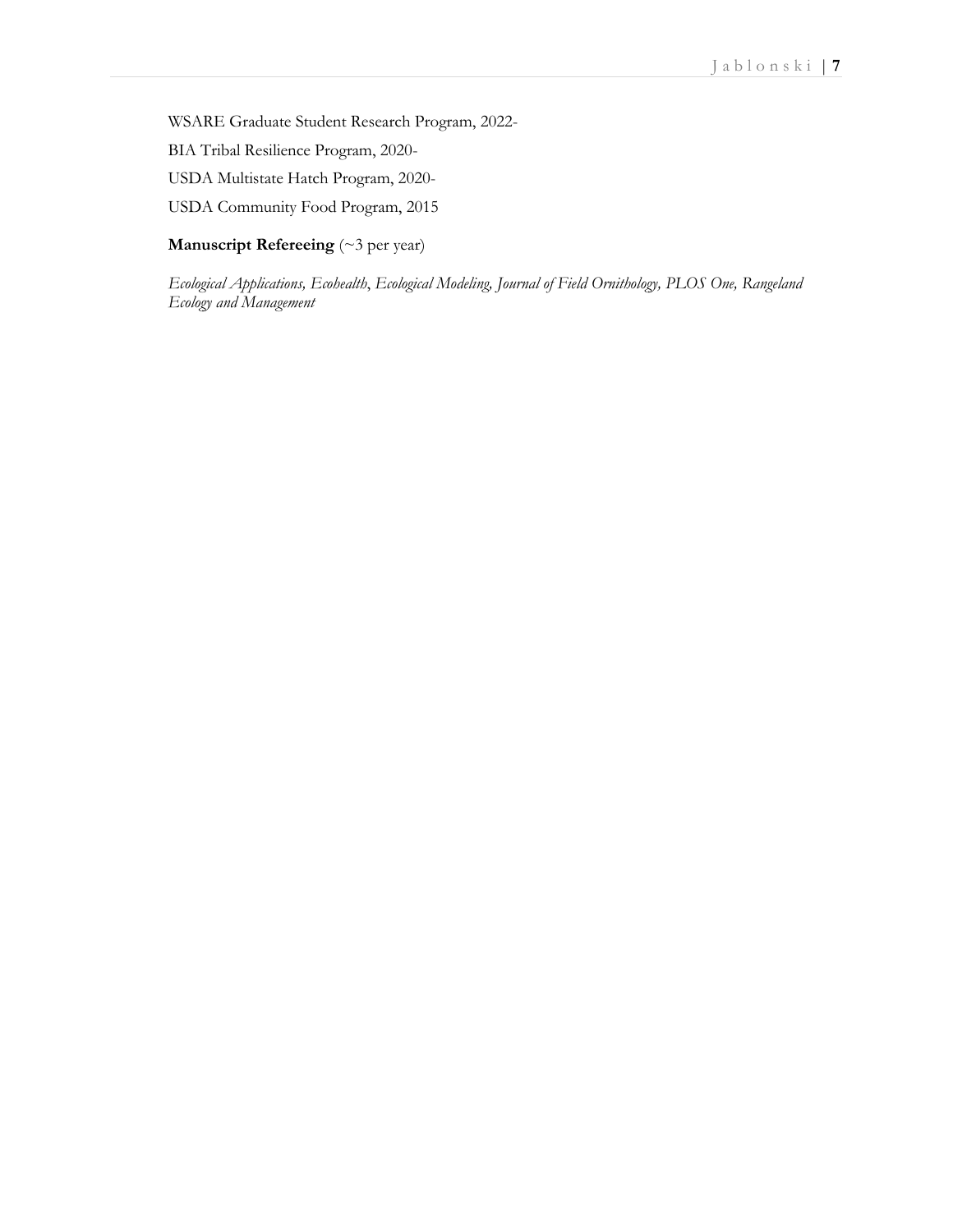WSARE Graduate Student Research Program, 2022-

BIA Tribal Resilience Program, 2020-

USDA Multistate Hatch Program, 2020-

USDA Community Food Program, 2015

**Manuscript Refereeing** (~3 per year)

*Ecological Applications, Ecohealth*, *Ecological Modeling, Journal of Field Ornithology, PLOS One, Rangeland Ecology and Management*